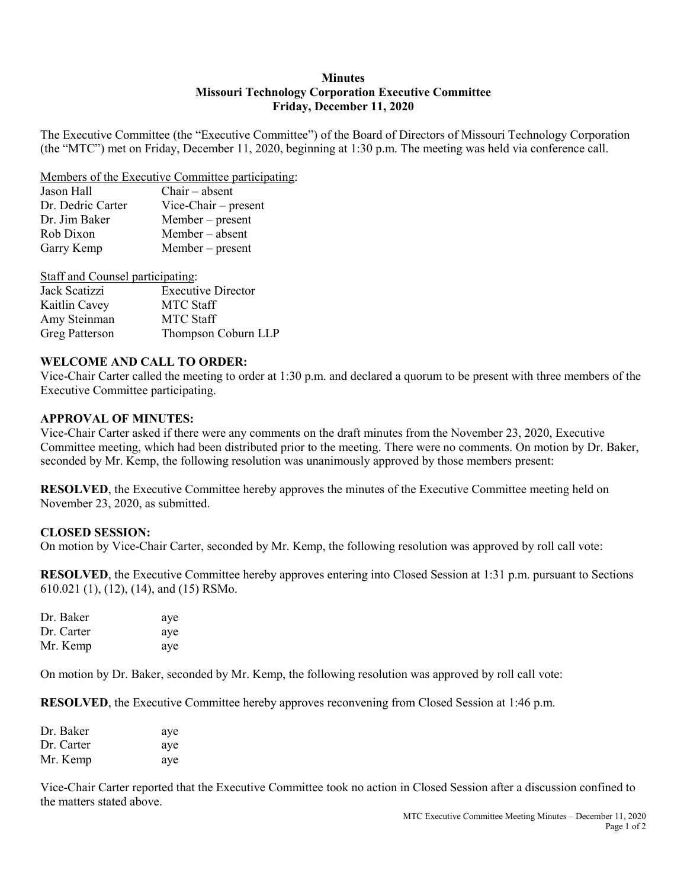**Minutes**
**Missouri Technology Corporation Executive Committee**
**Friday, December 11, 2020**

The Executive Committee (the "Executive Committee") of the Board of Directors of Missouri Technology Corporation (the "MTC") met on Friday, December 11, 2020, beginning at 1:30 p.m. The meeting was held via conference call.

Members of the Executive Committee participating:

| | |
|---|---|
| Jason Hall | Chair – absent |
| Dr. Dedric Carter | Vice-Chair – present |
| Dr. Jim Baker | Member – present |
| Rob Dixon | Member – absent |
| Garry Kemp | Member – present |

Staff and Counsel participating:

| | |
|---|---|
| Jack Scatizzi | Executive Director |
| Kaitlin Cavey | MTC Staff |
| Amy Steinman | MTC Staff |
| Greg Patterson | Thompson Coburn LLP |

**WELCOME AND CALL TO ORDER:**

Vice-Chair Carter called the meeting to order at 1:30 p.m. and declared a quorum to be present with three members of the Executive Committee participating.

**APPROVAL OF MINUTES:**

Vice-Chair Carter asked if there were any comments on the draft minutes from the November 23, 2020, Executive Committee meeting, which had been distributed prior to the meeting. There were no comments. On motion by Dr. Baker, seconded by Mr. Kemp, the following resolution was unanimously approved by those members present:

**RESOLVED**, the Executive Committee hereby approves the minutes of the Executive Committee meeting held on November 23, 2020, as submitted.

**CLOSED SESSION:**

On motion by Vice-Chair Carter, seconded by Mr. Kemp, the following resolution was approved by roll call vote:

**RESOLVED**, the Executive Committee hereby approves entering into Closed Session at 1:31 p.m. pursuant to Sections 610.021 (1), (12), (14), and (15) RSMo.

| | |
|---|---|
| Dr. Baker | aye |
| Dr. Carter | aye |
| Mr. Kemp | aye |

On motion by Dr. Baker, seconded by Mr. Kemp, the following resolution was approved by roll call vote:

**RESOLVED**, the Executive Committee hereby approves reconvening from Closed Session at 1:46 p.m.

| | |
|---|---|
| Dr. Baker | aye |
| Dr. Carter | aye |
| Mr. Kemp | aye |

Vice-Chair Carter reported that the Executive Committee took no action in Closed Session after a discussion confined to the matters stated above.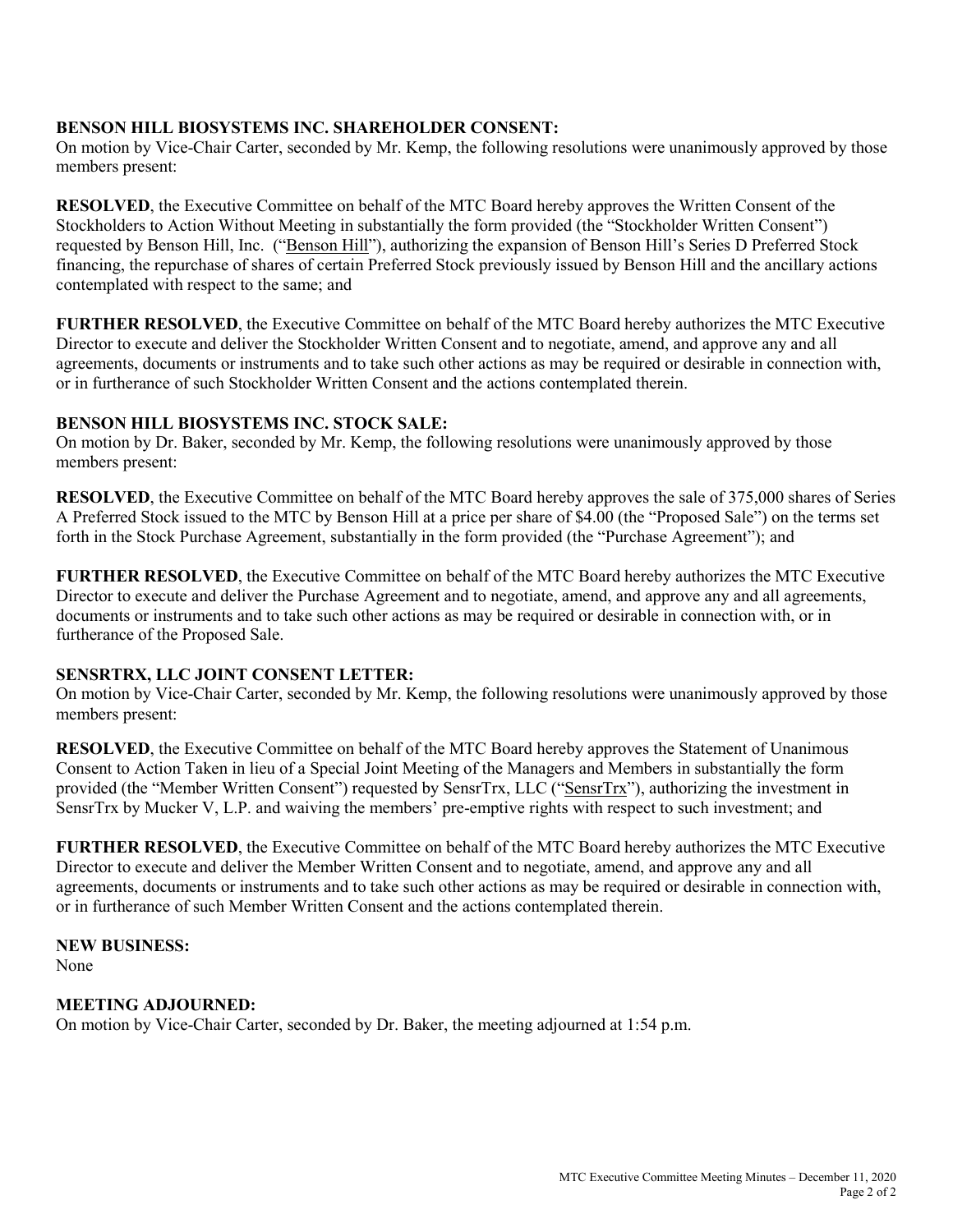**BENSON HILL BIOSYSTEMS INC. SHAREHOLDER CONSENT:**
On motion by Vice-Chair Carter, seconded by Mr. Kemp, the following resolutions were unanimously approved by those members present:

**RESOLVED**, the Executive Committee on behalf of the MTC Board hereby approves the Written Consent of the Stockholders to Action Without Meeting in substantially the form provided (the "Stockholder Written Consent") requested by Benson Hill, Inc. ("Benson Hill"), authorizing the expansion of Benson Hill's Series D Preferred Stock financing, the repurchase of shares of certain Preferred Stock previously issued by Benson Hill and the ancillary actions contemplated with respect to the same; and

**FURTHER RESOLVED**, the Executive Committee on behalf of the MTC Board hereby authorizes the MTC Executive Director to execute and deliver the Stockholder Written Consent and to negotiate, amend, and approve any and all agreements, documents or instruments and to take such other actions as may be required or desirable in connection with, or in furtherance of such Stockholder Written Consent and the actions contemplated therein.

**BENSON HILL BIOSYSTEMS INC. STOCK SALE:**
On motion by Dr. Baker, seconded by Mr. Kemp, the following resolutions were unanimously approved by those members present:

**RESOLVED**, the Executive Committee on behalf of the MTC Board hereby approves the sale of 375,000 shares of Series A Preferred Stock issued to the MTC by Benson Hill at a price per share of $4.00 (the "Proposed Sale") on the terms set forth in the Stock Purchase Agreement, substantially in the form provided (the "Purchase Agreement"); and

**FURTHER RESOLVED**, the Executive Committee on behalf of the MTC Board hereby authorizes the MTC Executive Director to execute and deliver the Purchase Agreement and to negotiate, amend, and approve any and all agreements, documents or instruments and to take such other actions as may be required or desirable in connection with, or in furtherance of the Proposed Sale.

**SENSRTRX, LLC JOINT CONSENT LETTER:**
On motion by Vice-Chair Carter, seconded by Mr. Kemp, the following resolutions were unanimously approved by those members present:

**RESOLVED**, the Executive Committee on behalf of the MTC Board hereby approves the Statement of Unanimous Consent to Action Taken in lieu of a Special Joint Meeting of the Managers and Members in substantially the form provided (the "Member Written Consent") requested by SensrTrx, LLC ("SensrTrx"), authorizing the investment in SensrTrx by Mucker V, L.P. and waiving the members' pre-emptive rights with respect to such investment; and

**FURTHER RESOLVED**, the Executive Committee on behalf of the MTC Board hereby authorizes the MTC Executive Director to execute and deliver the Member Written Consent and to negotiate, amend, and approve any and all agreements, documents or instruments and to take such other actions as may be required or desirable in connection with, or in furtherance of such Member Written Consent and the actions contemplated therein.

**NEW BUSINESS:**
None

**MEETING ADJOURNED:**
On motion by Vice-Chair Carter, seconded by Dr. Baker, the meeting adjourned at 1:54 p.m.